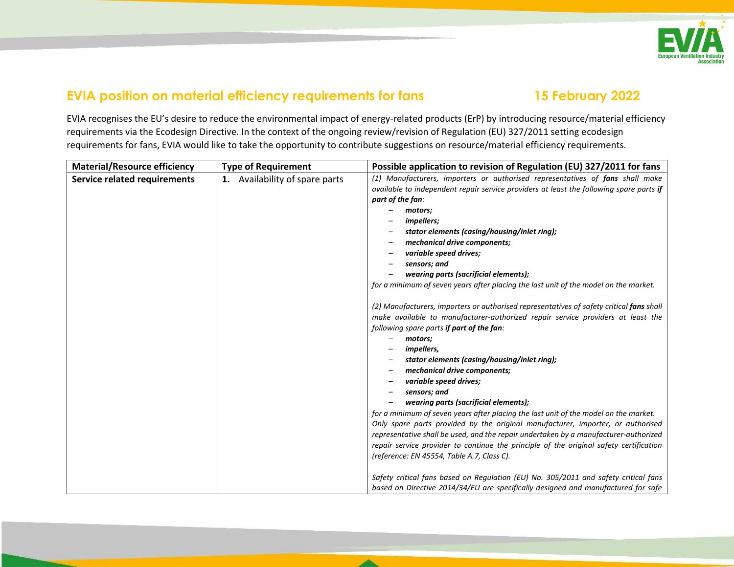## EVIA position on material efficiency requirements for fans 15 February 2022

EVIA recognises the EU's desire to reduce the environmental impact of energy-related products (ErP) by introducing resource/material efficiency requirements via the Ecodesign Directive. In the context of the ongoing review/revision of Regulation (EU) 327/2011 setting ecodesign requirements for fans, EVIA would like to take the opportunity to contribute suggestions on resource/material efficiency requirements.

| Material/Resource efficiency | Type of Requirement | Possible application to revision of Regulation (EU) 327/2011 for fans |
|---|---|---|
| **Service related requirements** | **1.** Availability of spare parts | *(1) Manufacturers, importers or authorised representatives of **fans** shall make available to independent repair service providers at least the following spare parts **if part of the fan**:*<br>– ***motors;***<br>– ***impellers;***<br>– ***stator elements (casing/housing/inlet ring);***<br>– ***mechanical drive components;***<br>– ***variable speed drives;***<br>– ***sensors; and***<br>– ***wearing parts (sacrificial elements);***<br>*for a minimum of seven years after placing the last unit of the model on the market.*<br><br>*(2) Manufacturers, importers or authorised representatives of safety critical **fans** shall make available to manufacturer-authorized repair service providers at least the following spare parts **if part of the fan**:*<br>– ***motors;***<br>– ***impellers,***<br>– ***stator elements (casing/housing/inlet ring);***<br>– ***mechanical drive components;***<br>– ***variable speed drives;***<br>– ***sensors; and***<br>– ***wearing parts (sacrificial elements);***<br>*for a minimum of seven years after placing the last unit of the model on the market. Only spare parts provided by the original manufacturer, importer, or authorised representative shall be used, and the repair undertaken by a manufacturer-authorized repair service provider to continue the principle of the original safety certification (reference: EN 45554, Table A.7, Class C).*<br><br>*Safety critical fans based on Regulation (EU) No. 305/2011 and safety critical fans based on Directive 2014/34/EU are specifically designed and manufactured for safe* |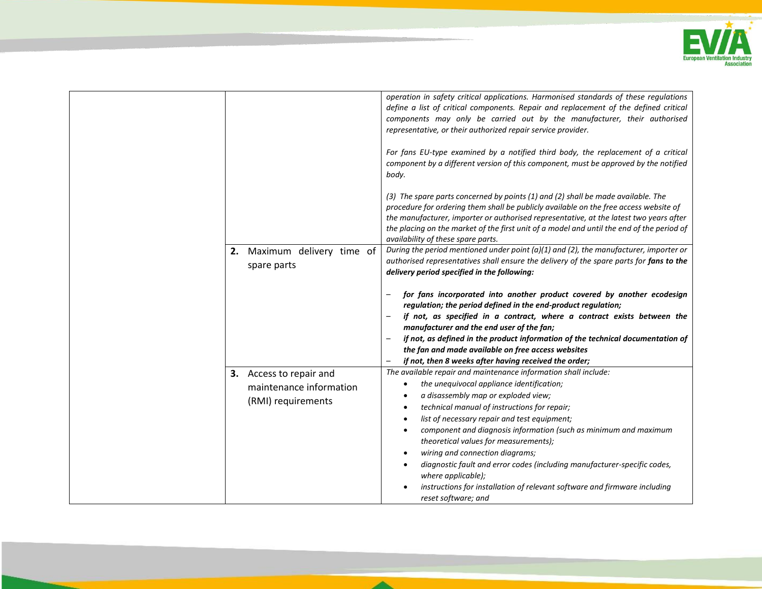| | | |
|---|---|---|
| | | *operation in safety critical applications. Harmonised standards of these regulations define a list of critical components. Repair and replacement of the defined critical components may only be carried out by the manufacturer, their authorised representative, or their authorized repair service provider.*<br><br>*For fans EU-type examined by a notified third body, the replacement of a critical component by a different version of this component, must be approved by the notified body.*<br><br>*(3) The spare parts concerned by points (1) and (2) shall be made available. The procedure for ordering them shall be publicly available on the free access website of the manufacturer, importer or authorised representative, at the latest two years after the placing on the market of the first unit of a model and until the end of the period of availability of these spare parts.* |
| | **2.** Maximum delivery time of spare parts | *During the period mentioned under point (a)(1) and (2), the manufacturer, importer or authorised representatives shall ensure the delivery of the spare parts for* ***fans to the delivery period specified in the following:***<br><br>– ***for fans incorporated into another product covered by another ecodesign regulation; the period defined in the end-product regulation;***<br>– ***if not, as specified in a contract, where a contract exists between the manufacturer and the end user of the fan;***<br>– ***if not, as defined in the product information of the technical documentation of the fan and made available on free access websites***<br>– ***if not, then 8 weeks after having received the order;*** |
| | **3.** Access to repair and maintenance information (RMI) requirements | *The available repair and maintenance information shall include:*<br>• *the unequivocal appliance identification;*<br>• *a disassembly map or exploded view;*<br>• *technical manual of instructions for repair;*<br>• *list of necessary repair and test equipment;*<br>• *component and diagnosis information (such as minimum and maximum theoretical values for measurements);*<br>• *wiring and connection diagrams;*<br>• *diagnostic fault and error codes (including manufacturer-specific codes, where applicable);*<br>• *instructions for installation of relevant software and firmware including reset software; and* |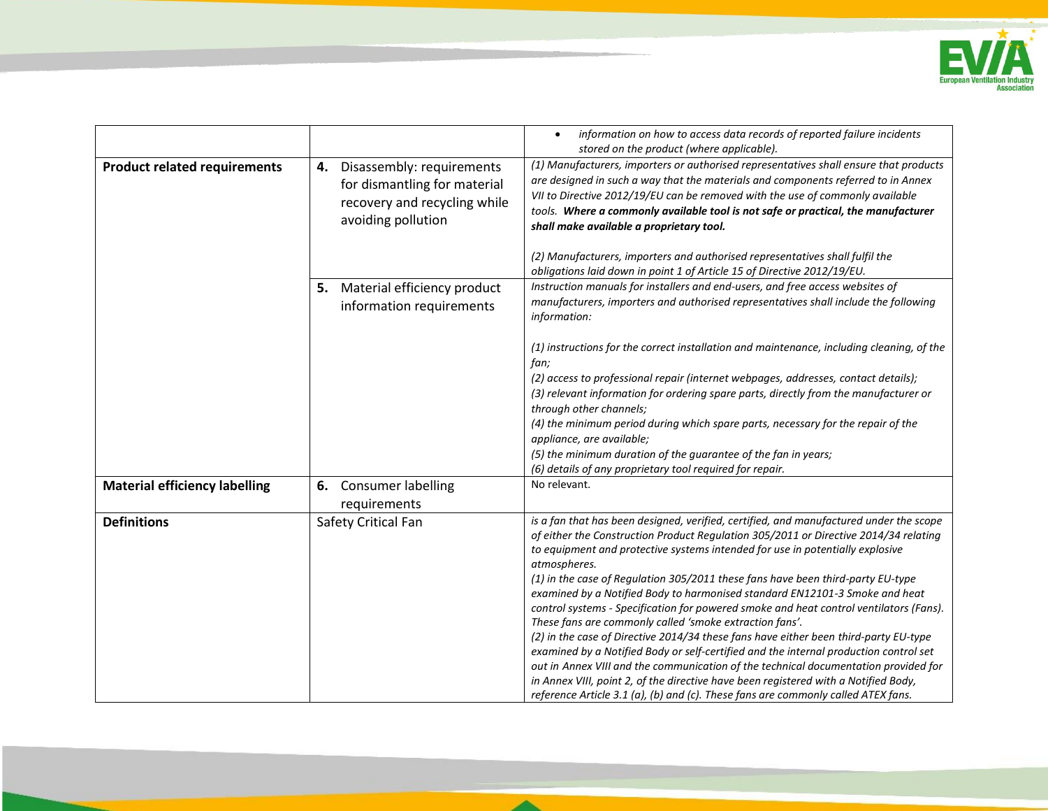| | | |
|---|---|---|
| | | • *information on how to access data records of reported failure incidents stored on the product (where applicable).* |
| **Product related requirements** | **4.** Disassembly: requirements for dismantling for material recovery and recycling while avoiding pollution | *(1) Manufacturers, importers or authorised representatives shall ensure that products are designed in such a way that the materials and components referred to in Annex VII to Directive 2012/19/EU can be removed with the use of commonly available tools.* ***Where a commonly available tool is not safe or practical, the manufacturer shall make available a proprietary tool.***<br><br>*(2) Manufacturers, importers and authorised representatives shall fulfil the obligations laid down in point 1 of Article 15 of Directive 2012/19/EU.* |
| | **5.** Material efficiency product information requirements | *Instruction manuals for installers and end-users, and free access websites of manufacturers, importers and authorised representatives shall include the following information:*<br><br>*(1) instructions for the correct installation and maintenance, including cleaning, of the fan;*<br>*(2) access to professional repair (internet webpages, addresses, contact details);*<br>*(3) relevant information for ordering spare parts, directly from the manufacturer or through other channels;*<br>*(4) the minimum period during which spare parts, necessary for the repair of the appliance, are available;*<br>*(5) the minimum duration of the guarantee of the fan in years;*<br>*(6) details of any proprietary tool required for repair.* |
| **Material efficiency labelling** | **6.** Consumer labelling requirements | No relevant. |
| **Definitions** | Safety Critical Fan | *is a fan that has been designed, verified, certified, and manufactured under the scope of either the Construction Product Regulation 305/2011 or Directive 2014/34 relating to equipment and protective systems intended for use in potentially explosive atmospheres.*<br>*(1) in the case of Regulation 305/2011 these fans have been third-party EU-type examined by a Notified Body to harmonised standard EN12101-3 Smoke and heat control systems - Specification for powered smoke and heat control ventilators (Fans). These fans are commonly called 'smoke extraction fans'.*<br>*(2) in the case of Directive 2014/34 these fans have either been third-party EU-type examined by a Notified Body or self-certified and the internal production control set out in Annex VIII and the communication of the technical documentation provided for in Annex VIII, point 2, of the directive have been registered with a Notified Body, reference Article 3.1 (a), (b) and (c). These fans are commonly called ATEX fans.* |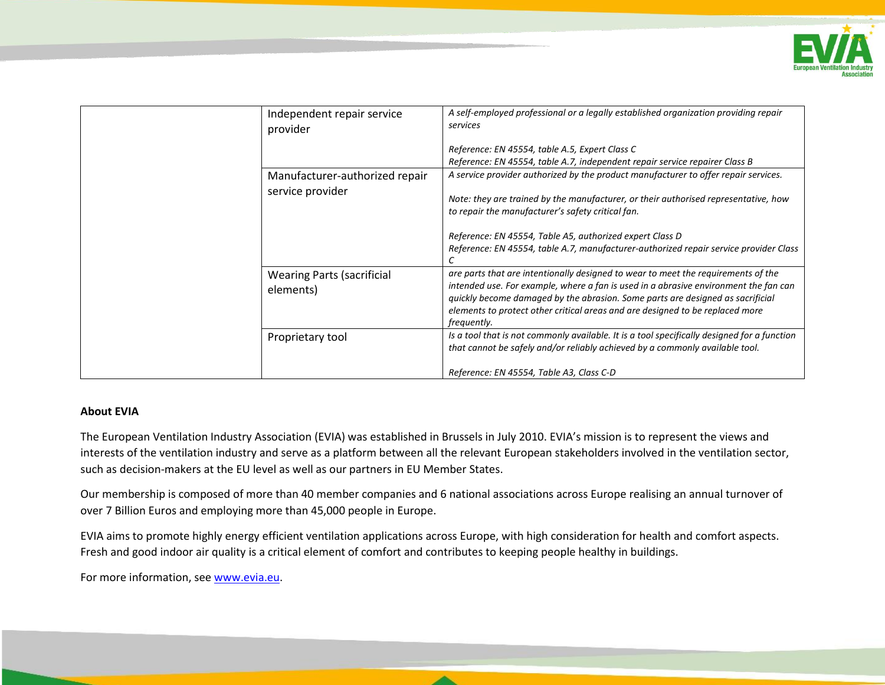| | | |
|---|---|---|
| | Independent repair service provider | *A self-employed professional or a legally established organization providing repair services*<br><br>*Reference: EN 45554, table A.5, Expert Class C*<br>*Reference: EN 45554, table A.7, independent repair service repairer Class B* |
| | Manufacturer-authorized repair service provider | *A service provider authorized by the product manufacturer to offer repair services.*<br><br>*Note: they are trained by the manufacturer, or their authorised representative, how to repair the manufacturer's safety critical fan.*<br><br>*Reference: EN 45554, Table A5, authorized expert Class D*<br>*Reference: EN 45554, table A.7, manufacturer-authorized repair service provider Class C* |
| | Wearing Parts (sacrificial elements) | *are parts that are intentionally designed to wear to meet the requirements of the intended use. For example, where a fan is used in a abrasive environment the fan can quickly become damaged by the abrasion. Some parts are designed as sacrificial elements to protect other critical areas and are designed to be replaced more frequently.* |
| | Proprietary tool | *Is a tool that is not commonly available. It is a tool specifically designed for a function that cannot be safely and/or reliably achieved by a commonly available tool.*<br><br>*Reference: EN 45554, Table A3, Class C-D* |

**About EVIA**

The European Ventilation Industry Association (EVIA) was established in Brussels in July 2010. EVIA's mission is to represent the views and interests of the ventilation industry and serve as a platform between all the relevant European stakeholders involved in the ventilation sector, such as decision-makers at the EU level as well as our partners in EU Member States.

Our membership is composed of more than 40 member companies and 6 national associations across Europe realising an annual turnover of over 7 Billion Euros and employing more than 45,000 people in Europe.

EVIA aims to promote highly energy efficient ventilation applications across Europe, with high consideration for health and comfort aspects. Fresh and good indoor air quality is a critical element of comfort and contributes to keeping people healthy in buildings.

For more information, see [www.evia.eu](http://www.evia.eu).